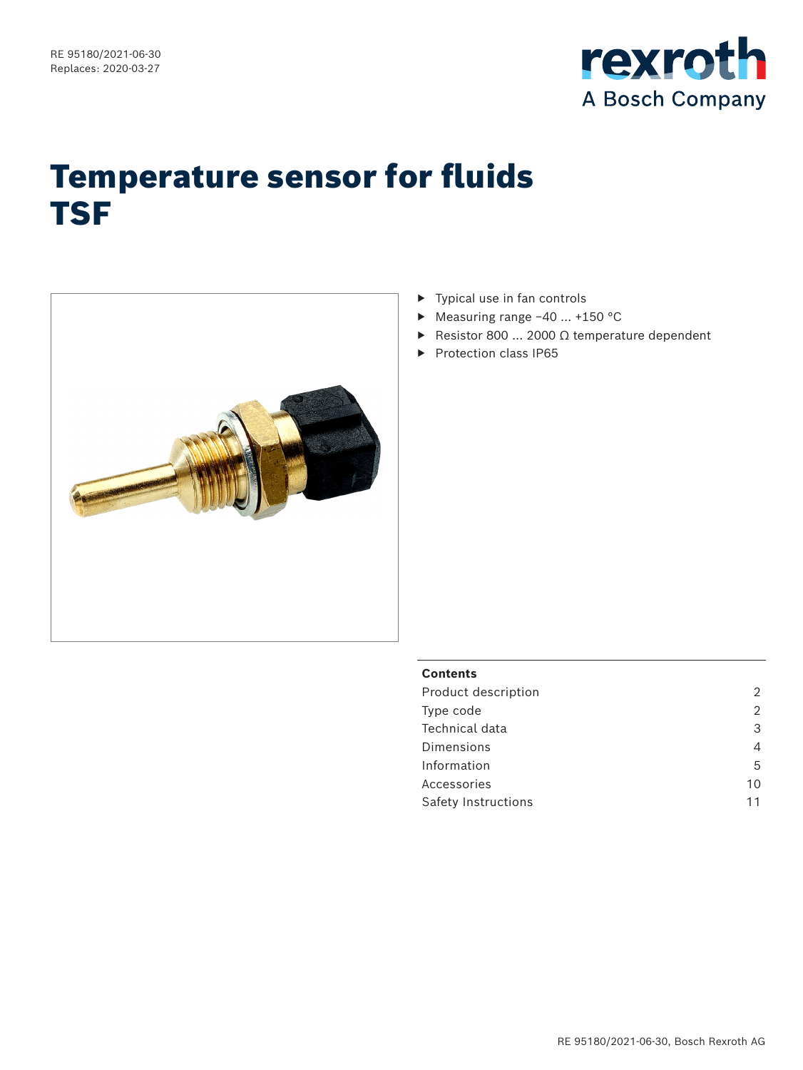RE 95180/2021-06-30
Replaces: 2020-03-27

# Temperature sensor for fluids TSF

- Typical use in fan controls
- Measuring range −40 ... +150 °C
- Resistor 800 ... 2000 Ω temperature dependent
- Protection class IP65

| Contents | |
|---|---|
| Product description | 2 |
| Type code | 2 |
| Technical data | 3 |
| Dimensions | 4 |
| Information | 5 |
| Accessories | 10 |
| Safety Instructions | 11 |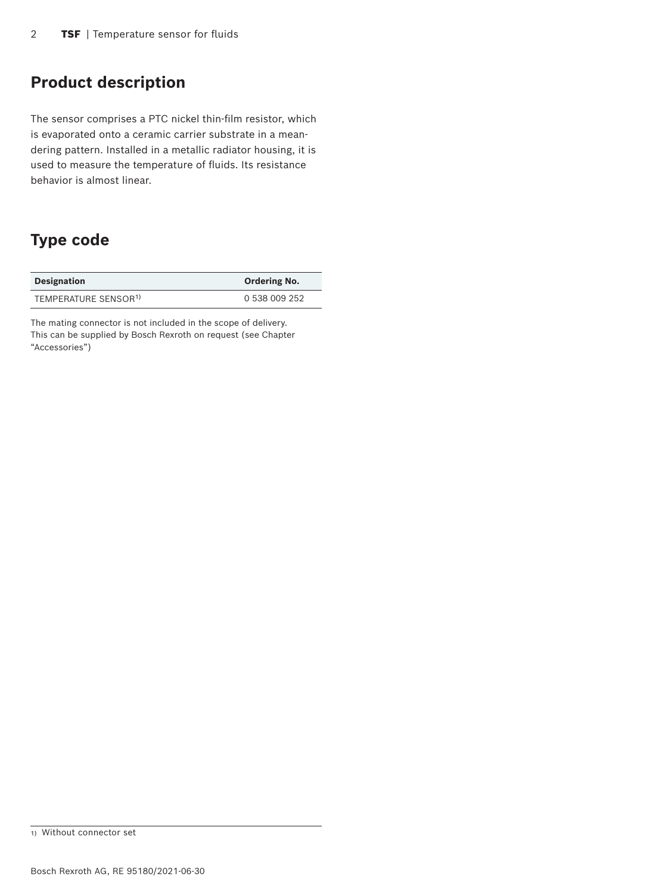## Product description

The sensor comprises a PTC nickel thin-film resistor, which is evaporated onto a ceramic carrier substrate in a meandering pattern. Installed in a metallic radiator housing, it is used to measure the temperature of fluids. Its resistance behavior is almost linear.

## Type code

| Designation | Ordering No. |
|---|---|
| TEMPERATURE SENSOR[1)] | 0 538 009 252 |

The mating connector is not included in the scope of delivery. This can be supplied by Bosch Rexroth on request (see Chapter "Accessories")

1) Without connector set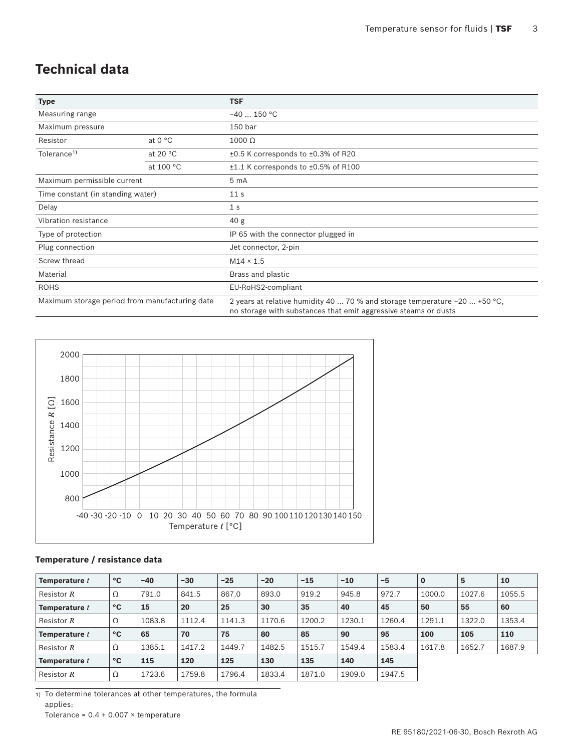## Technical data

| Type | | TSF |
|---|---|---|
| Measuring range | | −40 ... 150 °C |
| Maximum pressure | | 150 bar |
| Resistor | at 0 °C | 1000 Ω |
| Tolerance[1)] | at 20 °C | ±0.5 K corresponds to ±0.3% of R20 |
| | at 100 °C | ±1.1 K corresponds to ±0.5% of R100 |
| Maximum permissible current | | 5 mA |
| Time constant (in standing water) | | 11 s |
| Delay | | 1 s |
| Vibration resistance | | 40 g |
| Type of protection | | IP 65 with the connector plugged in |
| Plug connection | | Jet connector, 2-pin |
| Screw thread | | M14 × 1.5 |
| Material | | Brass and plastic |
| ROHS | | EU-RoHS2-compliant |
| Maximum storage period from manufacturing date | | 2 years at relative humidity 40 ... 70 % and storage temperature −20 ... +50 °C, no storage with substances that emit aggressive steams or dusts |

### Temperature / resistance data

| **Temperature $t$** | **°C** | **−40** | **−30** | **−25** | **−20** | **−15** | **−10** | **−5** | **0** | **5** | **10** |
|---|---|---|---|---|---|---|---|---|---|---|---|
| Resistor $R$ | Ω | 791.0 | 841.5 | 867.0 | 893.0 | 919.2 | 945.8 | 972.7 | 1000.0 | 1027.6 | 1055.5 |
| **Temperature $t$** | **°C** | **15** | **20** | **25** | **30** | **35** | **40** | **45** | **50** | **55** | **60** |
| Resistor $R$ | Ω | 1083.8 | 1112.4 | 1141.3 | 1170.6 | 1200.2 | 1230.1 | 1260.4 | 1291.1 | 1322.0 | 1353.4 |
| **Temperature $t$** | **°C** | **65** | **70** | **75** | **80** | **85** | **90** | **95** | **100** | **105** | **110** |
| Resistor $R$ | Ω | 1385.1 | 1417.2 | 1449.7 | 1482.5 | 1515.7 | 1549.4 | 1583.4 | 1617.8 | 1652.7 | 1687.9 |
| **Temperature $t$** | **°C** | **115** | **120** | **125** | **130** | **135** | **140** | **145** | | | |
| Resistor $R$ | Ω | 1723.6 | 1759.8 | 1796.4 | 1833.4 | 1871.0 | 1909.0 | 1947.5 | | | |

1) To determine tolerances at other temperatures, the formula applies:
Tolerance = 0.4 + 0.007 × temperature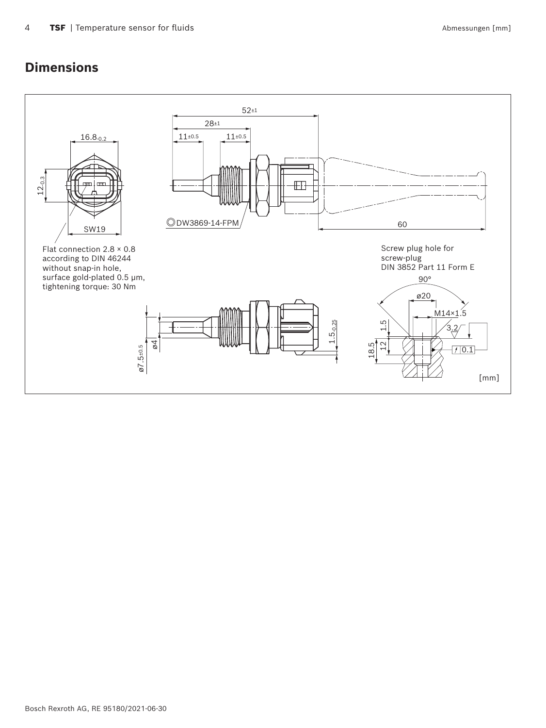## Dimensions

16.8$_{-0.2}$

12$_{-0.3}$

SW19

Flat connection 2.8 × 0.8 according to DIN 46244 without snap-in hole, surface gold-plated 0.5 µm, tightening torque: 30 Nm

52$_{\pm1}$

28$_{\pm1}$

11$_{\pm0.5}$

11$_{\pm0.5}$

◎DW3869-14-FPM

60

Screw plug hole for screw-plug DIN 3852 Part 11 Form E

90°

ø20

M14×1.5

1.5

3.2

18.5

12

0.1

ø7.5$_{\pm0.5}$

ø4

1.5$_{-0.25}$

[mm]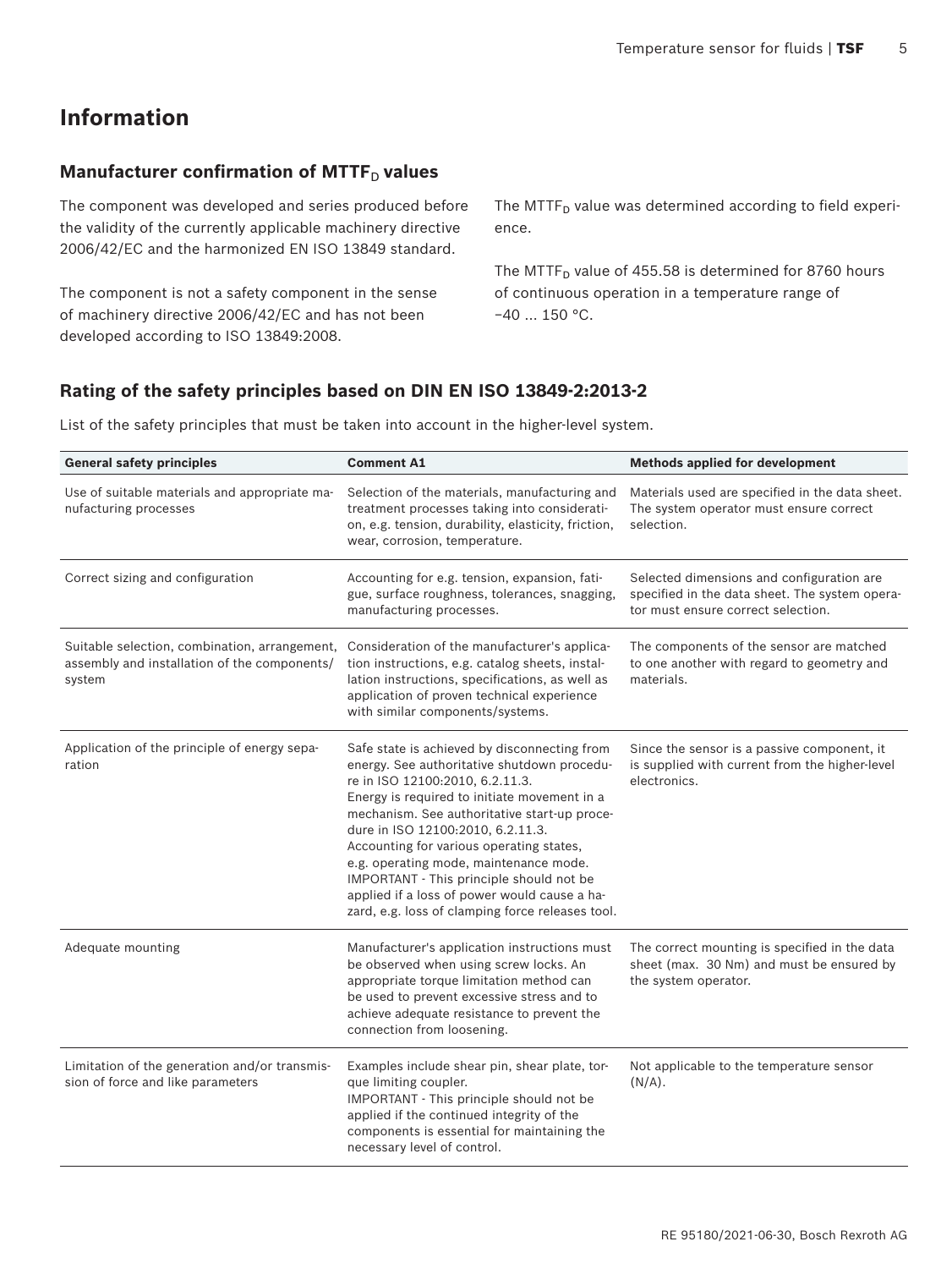# Information

## Manufacturer confirmation of $MTTF_D$ values

The component was developed and series produced before the validity of the currently applicable machinery directive 2006/42/EC and the harmonized EN ISO 13849 standard.

The component is not a safety component in the sense of machinery directive 2006/42/EC and has not been developed according to ISO 13849:2008.

The $MTTF_D$ value was determined according to field experience.

The $MTTF_D$ value of 455.58 is determined for 8760 hours of continuous operation in a temperature range of −40 … 150 °C.

## Rating of the safety principles based on DIN EN ISO 13849-2:2013-2

List of the safety principles that must be taken into account in the higher-level system.

| General safety principles | Comment A1 | Methods applied for development |
|---|---|---|
| Use of suitable materials and appropriate manufacturing processes | Selection of the materials, manufacturing and treatment processes taking into consideration, e.g. tension, durability, elasticity, friction, wear, corrosion, temperature. | Materials used are specified in the data sheet. The system operator must ensure correct selection. |
| Correct sizing and configuration | Accounting for e.g. tension, expansion, fatigue, surface roughness, tolerances, snagging, manufacturing processes. | Selected dimensions and configuration are specified in the data sheet. The system operator must ensure correct selection. |
| Suitable selection, combination, arrangement, assembly and installation of the components/system | Consideration of the manufacturer's application instructions, e.g. catalog sheets, installation instructions, specifications, as well as application of proven technical experience with similar components/systems. | The components of the sensor are matched to one another with regard to geometry and materials. |
| Application of the principle of energy separation | Safe state is achieved by disconnecting from energy. See authoritative shutdown procedure in ISO 12100:2010, 6.2.11.3.<br>Energy is required to initiate movement in a mechanism. See authoritative start-up procedure in ISO 12100:2010, 6.2.11.3.<br>Accounting for various operating states, e.g. operating mode, maintenance mode.<br>IMPORTANT - This principle should not be applied if a loss of power would cause a hazard, e.g. loss of clamping force releases tool. | Since the sensor is a passive component, it is supplied with current from the higher-level electronics. |
| Adequate mounting | Manufacturer's application instructions must be observed when using screw locks. An appropriate torque limitation method can be used to prevent excessive stress and to achieve adequate resistance to prevent the connection from loosening. | The correct mounting is specified in the data sheet (max. 30 Nm) and must be ensured by the system operator. |
| Limitation of the generation and/or transmission of force and like parameters | Examples include shear pin, shear plate, torque limiting coupler.<br>IMPORTANT - This principle should not be applied if the continued integrity of the components is essential for maintaining the necessary level of control. | Not applicable to the temperature sensor (N/A). |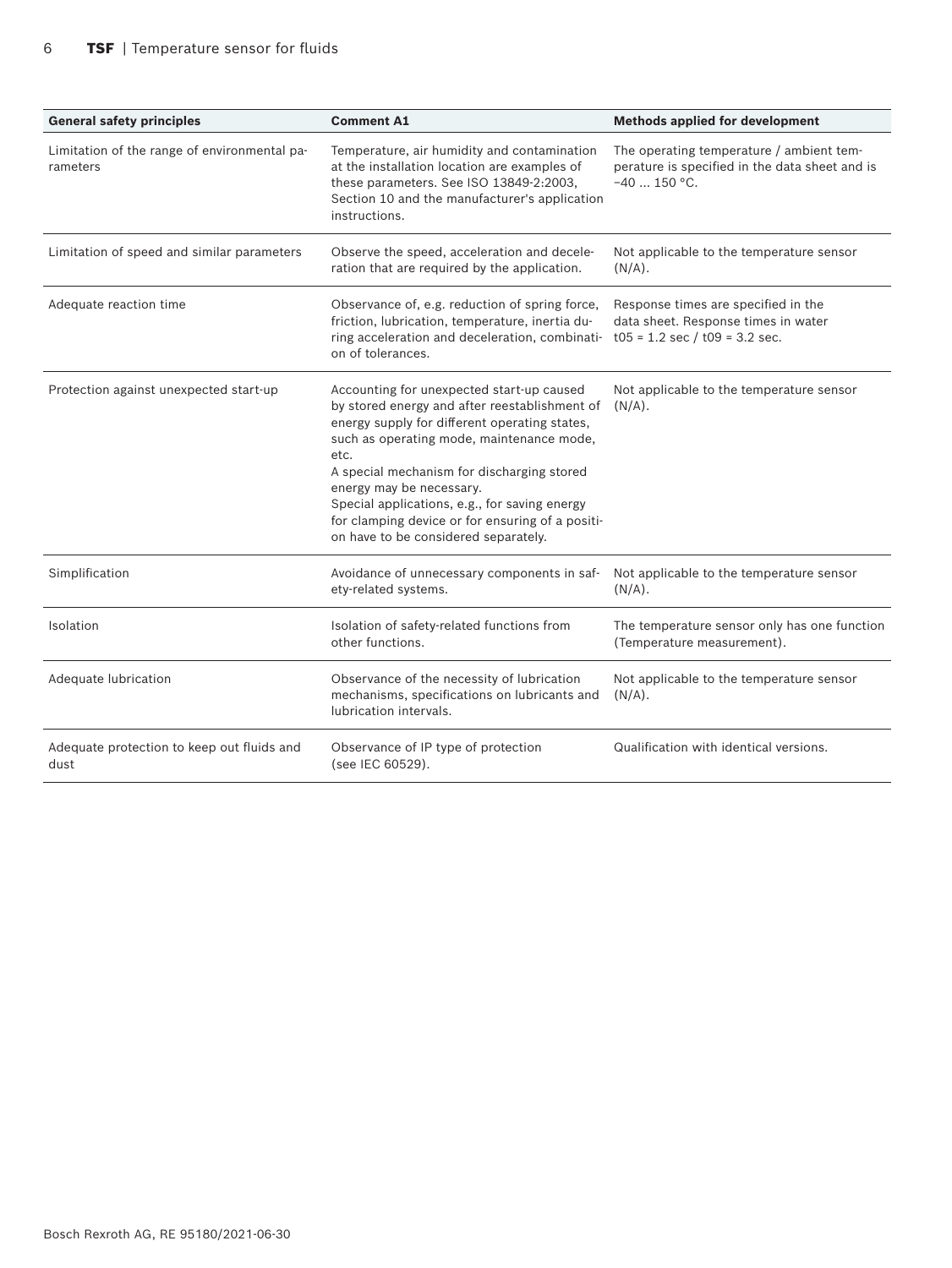| General safety principles | Comment A1 | Methods applied for development |
|---|---|---|
| Limitation of the range of environmental parameters | Temperature, air humidity and contamination at the installation location are examples of these parameters. See ISO 13849-2:2003, Section 10 and the manufacturer's application instructions. | The operating temperature / ambient temperature is specified in the data sheet and is −40 ... 150 °C. |
| Limitation of speed and similar parameters | Observe the speed, acceleration and deceleration that are required by the application. | Not applicable to the temperature sensor (N/A). |
| Adequate reaction time | Observance of, e.g. reduction of spring force, friction, lubrication, temperature, inertia during acceleration and deceleration, combination of tolerances. | Response times are specified in the data sheet. Response times in water t05 = 1.2 sec / t09 = 3.2 sec. |
| Protection against unexpected start-up | Accounting for unexpected start-up caused by stored energy and after reestablishment of energy supply for different operating states, such as operating mode, maintenance mode, etc.<br>A special mechanism for discharging stored energy may be necessary.<br>Special applications, e.g., for saving energy for clamping device or for ensuring of a position have to be considered separately. | Not applicable to the temperature sensor (N/A). |
| Simplification | Avoidance of unnecessary components in safety-related systems. | Not applicable to the temperature sensor (N/A). |
| Isolation | Isolation of safety-related functions from other functions. | The temperature sensor only has one function (Temperature measurement). |
| Adequate lubrication | Observance of the necessity of lubrication mechanisms, specifications on lubricants and lubrication intervals. | Not applicable to the temperature sensor (N/A). |
| Adequate protection to keep out fluids and dust | Observance of IP type of protection (see IEC 60529). | Qualification with identical versions. |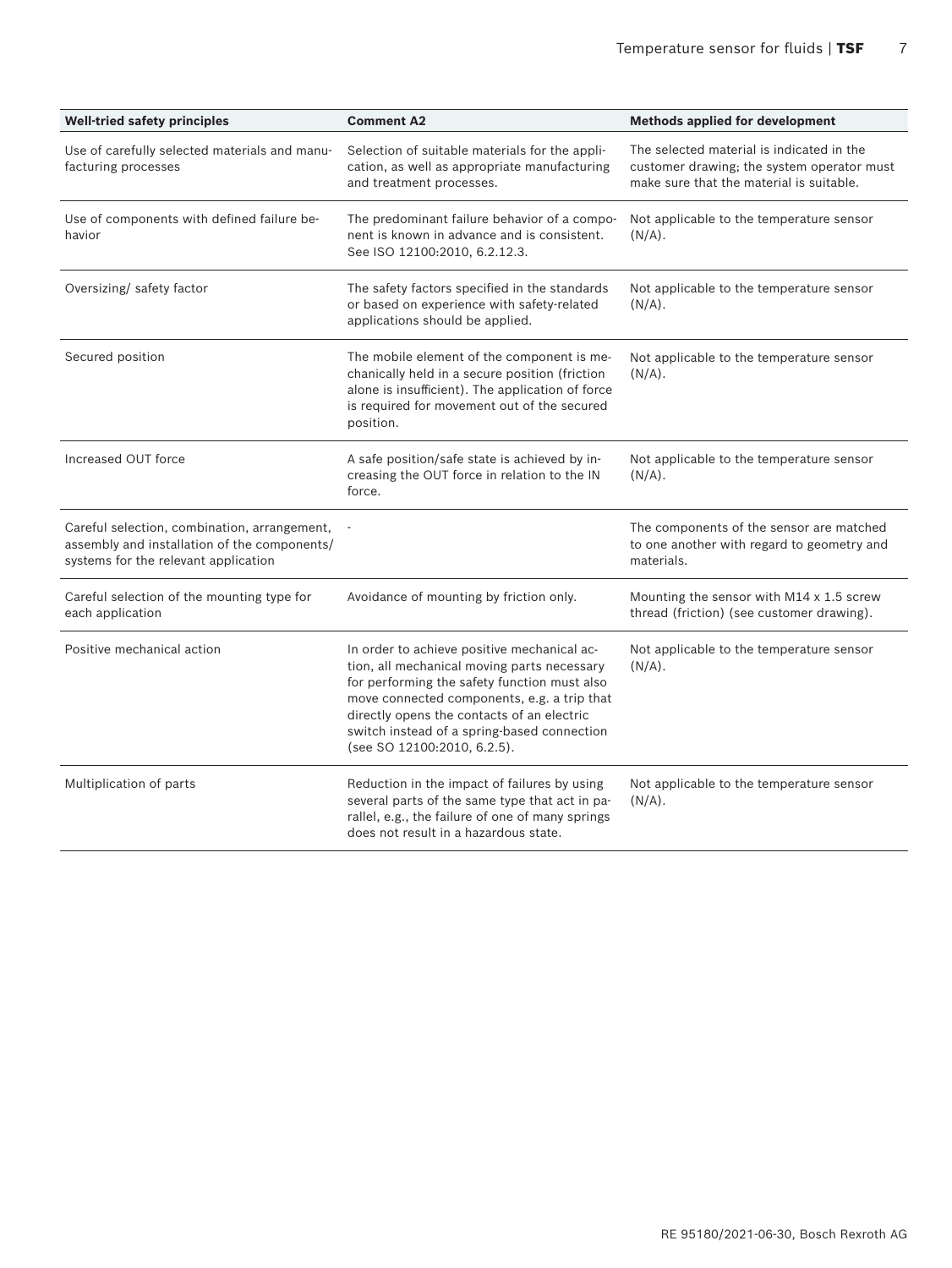| Well-tried safety principles | Comment A2 | Methods applied for development |
|---|---|---|
| Use of carefully selected materials and manufacturing processes | Selection of suitable materials for the application, as well as appropriate manufacturing and treatment processes. | The selected material is indicated in the customer drawing; the system operator must make sure that the material is suitable. |
| Use of components with defined failure behavior | The predominant failure behavior of a component is known in advance and is consistent. See ISO 12100:2010, 6.2.12.3. | Not applicable to the temperature sensor (N/A). |
| Oversizing/ safety factor | The safety factors specified in the standards or based on experience with safety-related applications should be applied. | Not applicable to the temperature sensor (N/A). |
| Secured position | The mobile element of the component is mechanically held in a secure position (friction alone is insufficient). The application of force is required for movement out of the secured position. | Not applicable to the temperature sensor (N/A). |
| Increased OUT force | A safe position/safe state is achieved by increasing the OUT force in relation to the IN force. | Not applicable to the temperature sensor (N/A). |
| Careful selection, combination, arrangement, assembly and installation of the components/ systems for the relevant application | - | The components of the sensor are matched to one another with regard to geometry and materials. |
| Careful selection of the mounting type for each application | Avoidance of mounting by friction only. | Mounting the sensor with M14 x 1.5 screw thread (friction) (see customer drawing). |
| Positive mechanical action | In order to achieve positive mechanical action, all mechanical moving parts necessary for performing the safety function must also move connected components, e.g. a trip that directly opens the contacts of an electric switch instead of a spring-based connection (see SO 12100:2010, 6.2.5). | Not applicable to the temperature sensor (N/A). |
| Multiplication of parts | Reduction in the impact of failures by using several parts of the same type that act in parallel, e.g., the failure of one of many springs does not result in a hazardous state. | Not applicable to the temperature sensor (N/A). |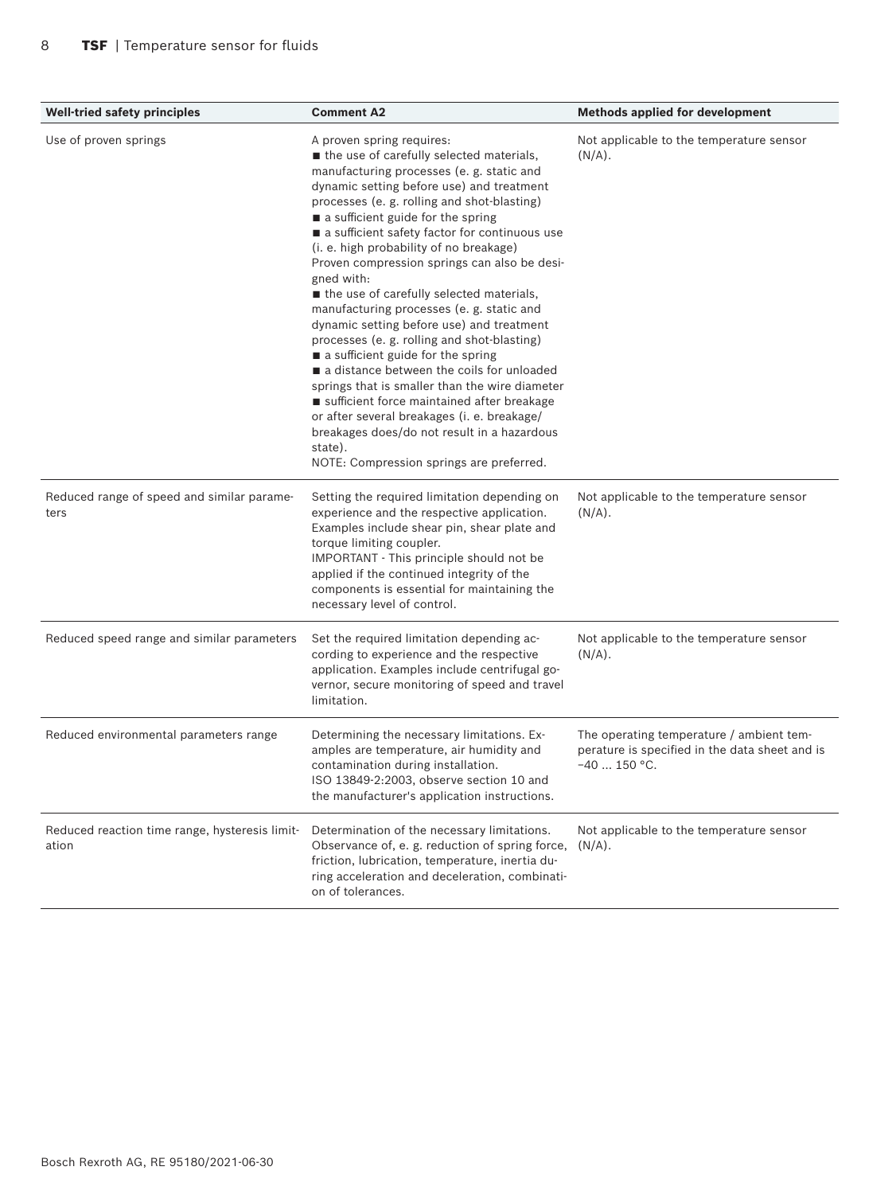| Well-tried safety principles | Comment A2 | Methods applied for development |
|---|---|---|
| Use of proven springs | A proven spring requires:<br>■ the use of carefully selected materials, manufacturing processes (e. g. static and dynamic setting before use) and treatment processes (e. g. rolling and shot-blasting)<br>■ a sufficient guide for the spring<br>■ a sufficient safety factor for continuous use (i. e. high probability of no breakage)<br>Proven compression springs can also be designed with:<br>■ the use of carefully selected materials, manufacturing processes (e. g. static and dynamic setting before use) and treatment processes (e. g. rolling and shot-blasting)<br>■ a sufficient guide for the spring<br>■ a distance between the coils for unloaded springs that is smaller than the wire diameter<br>■ sufficient force maintained after breakage or after several breakages (i. e. breakage/ breakages does/do not result in a hazardous state).<br>NOTE: Compression springs are preferred. | Not applicable to the temperature sensor (N/A). |
| Reduced range of speed and similar parameters | Setting the required limitation depending on experience and the respective application. Examples include shear pin, shear plate and torque limiting coupler.<br>IMPORTANT - This principle should not be applied if the continued integrity of the components is essential for maintaining the necessary level of control. | Not applicable to the temperature sensor (N/A). |
| Reduced speed range and similar parameters | Set the required limitation depending according to experience and the respective application. Examples include centrifugal governor, secure monitoring of speed and travel limitation. | Not applicable to the temperature sensor (N/A). |
| Reduced environmental parameters range | Determining the necessary limitations. Examples are temperature, air humidity and contamination during installation.<br>ISO 13849-2:2003, observe section 10 and the manufacturer's application instructions. | The operating temperature / ambient temperature is specified in the data sheet and is −40 ... 150 °C. |
| Reduced reaction time range, hysteresis limitation | Determination of the necessary limitations. Observance of, e. g. reduction of spring force, friction, lubrication, temperature, inertia during acceleration and deceleration, combination of tolerances. | Not applicable to the temperature sensor (N/A). |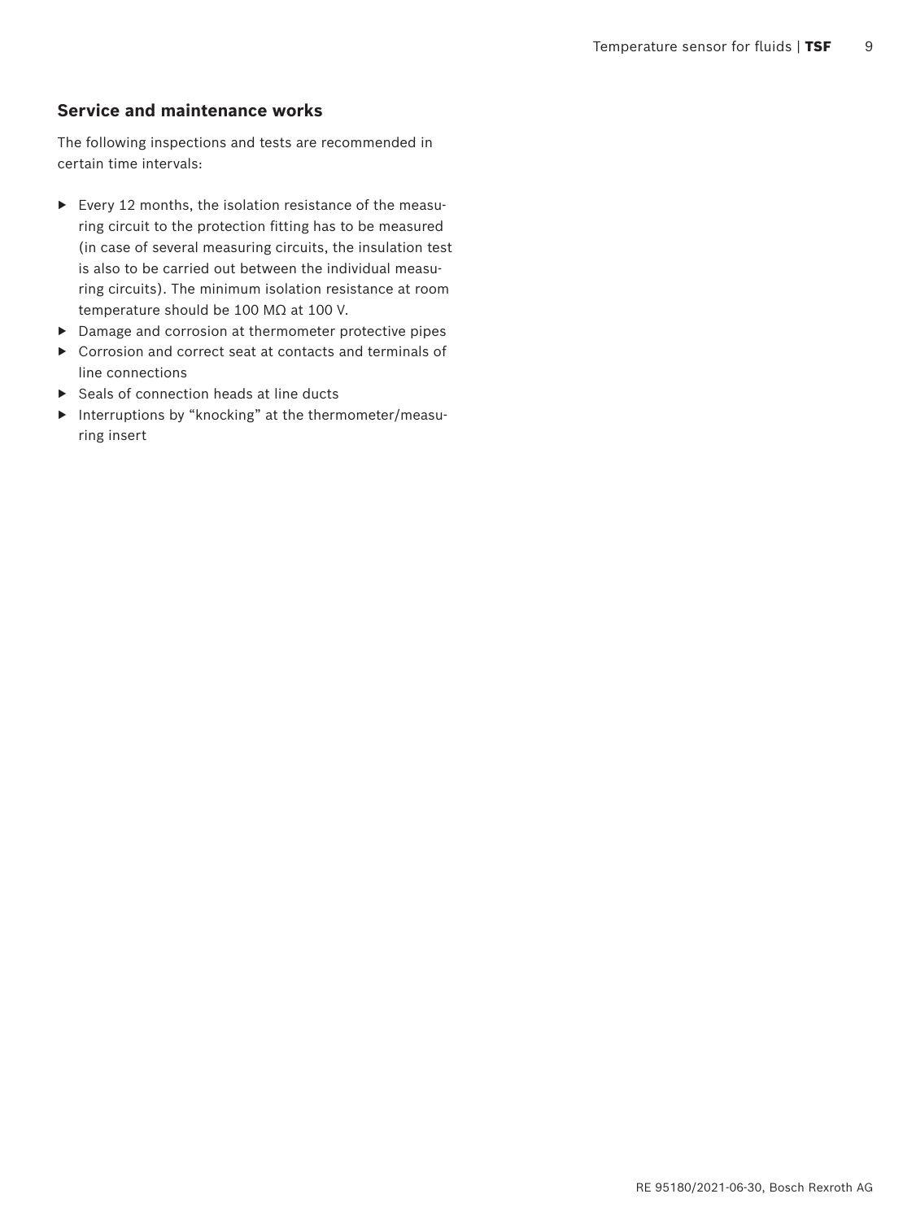## Service and maintenance works

The following inspections and tests are recommended in certain time intervals:

- Every 12 months, the isolation resistance of the measuring circuit to the protection fitting has to be measured (in case of several measuring circuits, the insulation test is also to be carried out between the individual measuring circuits). The minimum isolation resistance at room temperature should be 100 MΩ at 100 V.
- Damage and corrosion at thermometer protective pipes
- Corrosion and correct seat at contacts and terminals of line connections
- Seals of connection heads at line ducts
- Interruptions by "knocking" at the thermometer/measuring insert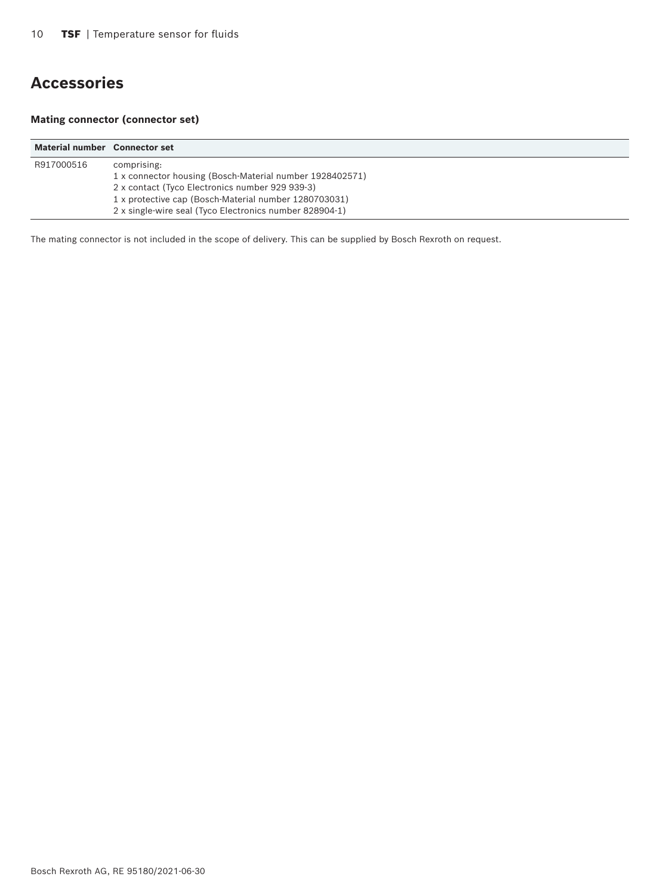# Accessories

### Mating connector (connector set)

| Material number | Connector set |
| --- | --- |
| R917000516 | comprising:<br>1 x connector housing (Bosch-Material number 1928402571)<br>2 x contact (Tyco Electronics number 929 939-3)<br>1 x protective cap (Bosch-Material number 1280703031)<br>2 x single-wire seal (Tyco Electronics number 828904-1) |

The mating connector is not included in the scope of delivery. This can be supplied by Bosch Rexroth on request.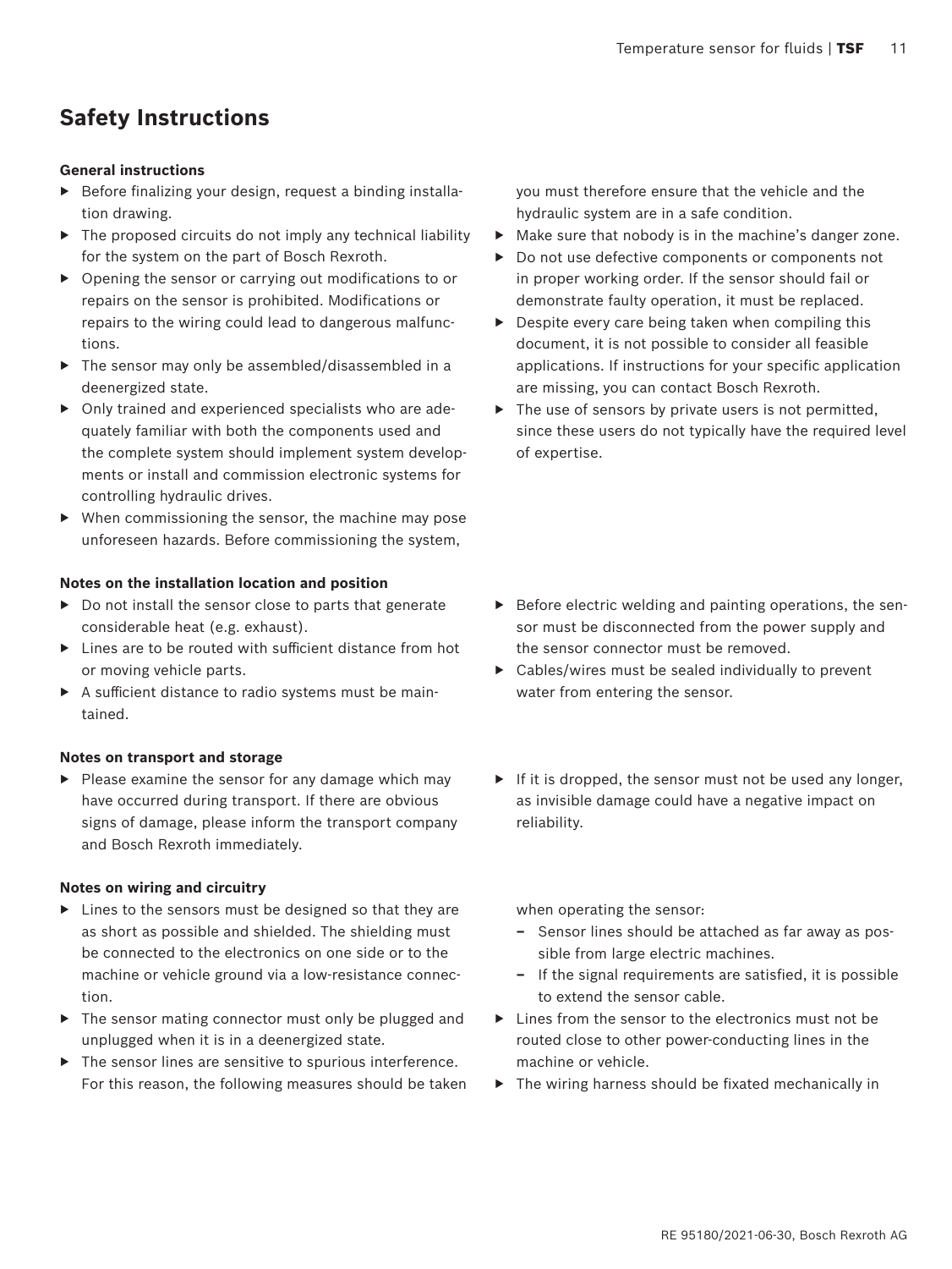## Safety Instructions

**General instructions**

- Before finalizing your design, request a binding installation drawing.
- The proposed circuits do not imply any technical liability for the system on the part of Bosch Rexroth.
- Opening the sensor or carrying out modifications to or repairs on the sensor is prohibited. Modifications or repairs to the wiring could lead to dangerous malfunctions.
- The sensor may only be assembled/disassembled in a deenergized state.
- Only trained and experienced specialists who are adequately familiar with both the components used and the complete system should implement system developments or install and commission electronic systems for controlling hydraulic drives.
- When commissioning the sensor, the machine may pose unforeseen hazards. Before commissioning the system, you must therefore ensure that the vehicle and the hydraulic system are in a safe condition.
- Make sure that nobody is in the machine's danger zone.
- Do not use defective components or components not in proper working order. If the sensor should fail or demonstrate faulty operation, it must be replaced.
- Despite every care being taken when compiling this document, it is not possible to consider all feasible applications. If instructions for your specific application are missing, you can contact Bosch Rexroth.
- The use of sensors by private users is not permitted, since these users do not typically have the required level of expertise.

**Notes on the installation location and position**

- Do not install the sensor close to parts that generate considerable heat (e.g. exhaust).
- Lines are to be routed with sufficient distance from hot or moving vehicle parts.
- A sufficient distance to radio systems must be maintained.
- Before electric welding and painting operations, the sensor must be disconnected from the power supply and the sensor connector must be removed.
- Cables/wires must be sealed individually to prevent water from entering the sensor.

**Notes on transport and storage**

- Please examine the sensor for any damage which may have occurred during transport. If there are obvious signs of damage, please inform the transport company and Bosch Rexroth immediately.
- If it is dropped, the sensor must not be used any longer, as invisible damage could have a negative impact on reliability.

**Notes on wiring and circuitry**

- Lines to the sensors must be designed so that they are as short as possible and shielded. The shielding must be connected to the electronics on one side or to the machine or vehicle ground via a low-resistance connection.
- The sensor mating connector must only be plugged and unplugged when it is in a deenergized state.
- The sensor lines are sensitive to spurious interference. For this reason, the following measures should be taken when operating the sensor:
  - Sensor lines should be attached as far away as possible from large electric machines.
  - If the signal requirements are satisfied, it is possible to extend the sensor cable.
- Lines from the sensor to the electronics must not be routed close to other power-conducting lines in the machine or vehicle.
- The wiring harness should be fixated mechanically in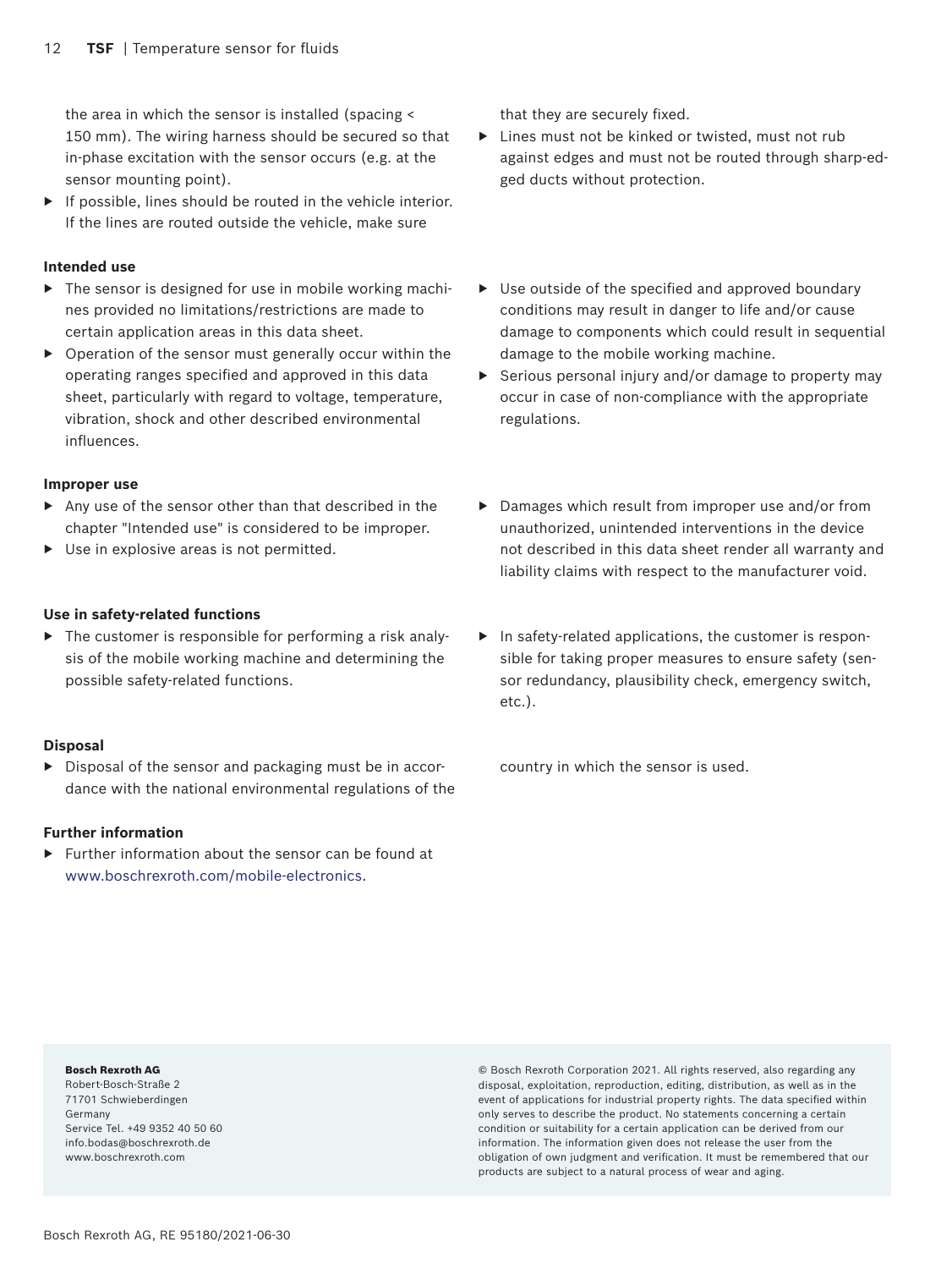the area in which the sensor is installed (spacing < 150 mm). The wiring harness should be secured so that in-phase excitation with the sensor occurs (e.g. at the sensor mounting point).

- If possible, lines should be routed in the vehicle interior. If the lines are routed outside the vehicle, make sure that they are securely fixed.
- Lines must not be kinked or twisted, must not rub against edges and must not be routed through sharp-edged ducts without protection.

**Intended use**

- The sensor is designed for use in mobile working machines provided no limitations/restrictions are made to certain application areas in this data sheet.
- Operation of the sensor must generally occur within the operating ranges specified and approved in this data sheet, particularly with regard to voltage, temperature, vibration, shock and other described environmental influences.
- Use outside of the specified and approved boundary conditions may result in danger to life and/or cause damage to components which could result in sequential damage to the mobile working machine.
- Serious personal injury and/or damage to property may occur in case of non-compliance with the appropriate regulations.

**Improper use**

- Any use of the sensor other than that described in the chapter "Intended use" is considered to be improper.
- Use in explosive areas is not permitted.
- Damages which result from improper use and/or from unauthorized, unintended interventions in the device not described in this data sheet render all warranty and liability claims with respect to the manufacturer void.

**Use in safety-related functions**

- The customer is responsible for performing a risk analysis of the mobile working machine and determining the possible safety-related functions.
- In safety-related applications, the customer is responsible for taking proper measures to ensure safety (sensor redundancy, plausibility check, emergency switch, etc.).

**Disposal**

- Disposal of the sensor and packaging must be in accordance with the national environmental regulations of the country in which the sensor is used.

**Further information**

- Further information about the sensor can be found at www.boschrexroth.com/mobile-electronics.

**Bosch Rexroth AG**
Robert-Bosch-Straße 2
71701 Schwieberdingen
Germany
Service Tel. +49 9352 40 50 60
info.bodas@boschrexroth.de
www.boschrexroth.com

© Bosch Rexroth Corporation 2021. All rights reserved, also regarding any disposal, exploitation, reproduction, editing, distribution, as well as in the event of applications for industrial property rights. The data specified within only serves to describe the product. No statements concerning a certain condition or suitability for a certain application can be derived from our information. The information given does not release the user from the obligation of own judgment and verification. It must be remembered that our products are subject to a natural process of wear and aging.